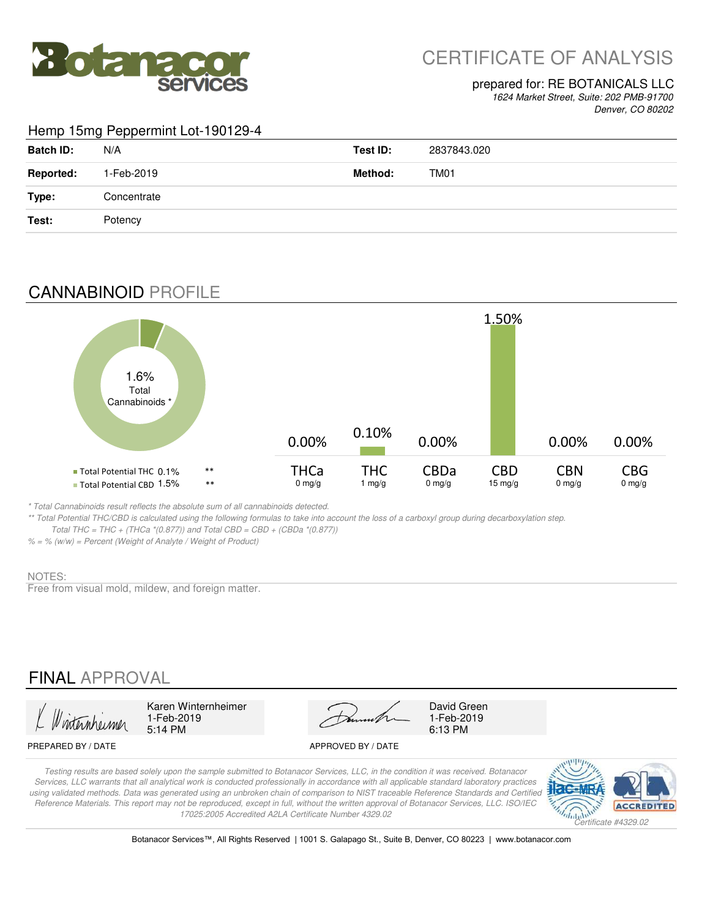# CERTIFICATE OF ANALYSIS

prepared for: RE BOTANICALS LLC
*1624 Market Street, Suite: 202 PMB-91700*
*Denver, CO 80202*

## Hemp 15mg Peppermint Lot-190129-4

| | | | |
|---|---|---|---|
| **Batch ID:** | N/A | **Test ID:** | 2837843.020 |
| **Reported:** | 1-Feb-2019 | **Method:** | TM01 |
| **Type:** | Concentrate | | |
| **Test:** | Potency | | |

## CANNABINOID PROFILE

1.6% Total Cannabinoids *

- Total Potential THC 0.1% **
- Total Potential CBD 1.5% **

| THCa | THC | CBDa | CBD | CBN | CBG |
|---|---|---|---|---|---|
| 0.00% | 0.10% | 0.00% | 1.50% | 0.00% | 0.00% |
| 0 mg/g | 1 mg/g | 0 mg/g | 15 mg/g | 0 mg/g | 0 mg/g |

*\* Total Cannabinoids result reflects the absolute sum of all cannabinoids detected.*

*\*\* Total Potential THC/CBD is calculated using the following formulas to take into account the loss of a carboxyl group during decarboxylation step.*
*Total THC = THC + (THCa \*(0.877)) and Total CBD = CBD + (CBDa \*(0.877))*

*% = % (w/w) = Percent (Weight of Analyte / Weight of Product)*

NOTES:
Free from visual mold, mildew, and foreign matter.

## FINAL APPROVAL

| | |
|---|---|
| Karen Winternheimer<br>1-Feb-2019<br>5:14 PM | David Green<br>1-Feb-2019<br>6:13 PM |
| PREPARED BY / DATE | APPROVED BY / DATE |

*Testing results are based solely upon the sample submitted to Botanacor Services, LLC, in the condition it was received. Botanacor Services, LLC warrants that all analytical work is conducted professionally in accordance with all applicable standard laboratory practices using validated methods. Data was generated using an unbroken chain of comparison to NIST traceable Reference Standards and Certified Reference Materials. This report may not be reproduced, except in full, without the written approval of Botanacor Services, LLC. ISO/IEC 17025:2005 Accredited A2LA Certificate Number 4329.02*

*Certificate #4329.02*

Botanacor Services™, All Rights Reserved | 1001 S. Galapago St., Suite B, Denver, CO 80223 | www.botanacor.com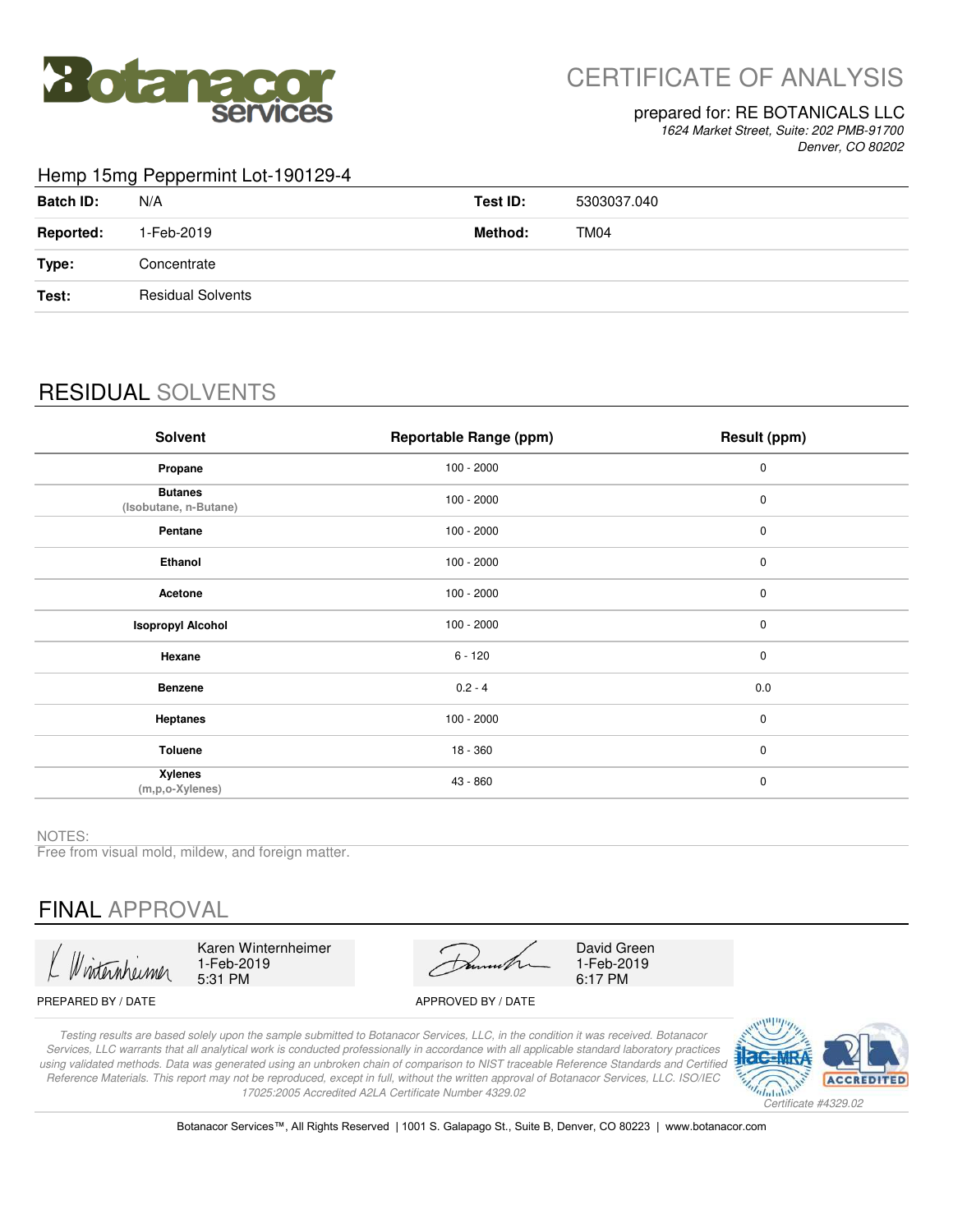Botanacor services

# CERTIFICATE OF ANALYSIS

prepared for: RE BOTANICALS LLC
*1624 Market Street, Suite: 202 PMB-91700*
*Denver, CO 80202*

## Hemp 15mg Peppermint Lot-190129-4

| | | | |
|---|---|---|---|
| **Batch ID:** | N/A | **Test ID:** | 5303037.040 |
| **Reported:** | 1-Feb-2019 | **Method:** | TM04 |
| **Type:** | Concentrate | | |
| **Test:** | Residual Solvents | | |

## RESIDUAL SOLVENTS

| Solvent | Reportable Range (ppm) | Result (ppm) |
|---|---|---|
| **Propane** | 100 - 2000 | 0 |
| **Butanes** (Isobutane, n-Butane) | 100 - 2000 | 0 |
| **Pentane** | 100 - 2000 | 0 |
| **Ethanol** | 100 - 2000 | 0 |
| **Acetone** | 100 - 2000 | 0 |
| **Isopropyl Alcohol** | 100 - 2000 | 0 |
| **Hexane** | 6 - 120 | 0 |
| **Benzene** | 0.2 - 4 | 0.0 |
| **Heptanes** | 100 - 2000 | 0 |
| **Toluene** | 18 - 360 | 0 |
| **Xylenes** (m,p,o-Xylenes) | 43 - 860 | 0 |

NOTES:
Free from visual mold, mildew, and foreign matter.

## FINAL APPROVAL

| PREPARED BY / DATE | APPROVED BY / DATE |
|---|---|
| Karen Winternheimer<br>1-Feb-2019<br>5:31 PM | David Green<br>1-Feb-2019<br>6:17 PM |

*Testing results are based solely upon the sample submitted to Botanacor Services, LLC, in the condition it was received. Botanacor Services, LLC warrants that all analytical work is conducted professionally in accordance with all applicable standard laboratory practices using validated methods. Data was generated using an unbroken chain of comparison to NIST traceable Reference Standards and Certified Reference Materials. This report may not be reproduced, except in full, without the written approval of Botanacor Services, LLC. ISO/IEC 17025:2005 Accredited A2LA Certificate Number 4329.02*

*Certificate #4329.02*

Botanacor Services™, All Rights Reserved | 1001 S. Galapago St., Suite B, Denver, CO 80223 | www.botanacor.com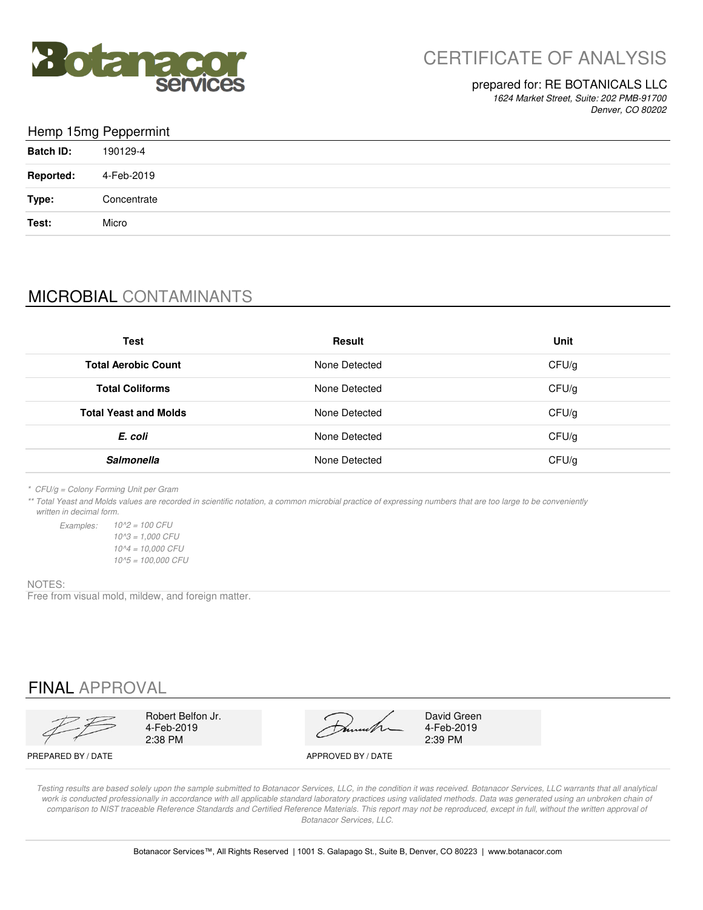# CERTIFICATE OF ANALYSIS

prepared for: RE BOTANICALS LLC

*1624 Market Street, Suite: 202 PMB-91700*
*Denver, CO 80202*

## Hemp 15mg Peppermint

| | |
|---|---|
| **Batch ID:** | 190129-4 |
| **Reported:** | 4-Feb-2019 |
| **Type:** | Concentrate |
| **Test:** | Micro |

## MICROBIAL CONTAMINANTS

| Test | Result | Unit |
|---|---|---|
| **Total Aerobic Count** | None Detected | CFU/g |
| **Total Coliforms** | None Detected | CFU/g |
| **Total Yeast and Molds** | None Detected | CFU/g |
| ***E. coli*** | None Detected | CFU/g |
| ***Salmonella*** | None Detected | CFU/g |

*\* CFU/g = Colony Forming Unit per Gram*

*\*\* Total Yeast and Molds values are recorded in scientific notation, a common microbial practice of expressing numbers that are too large to be conveniently written in decimal form.*

*Examples:*
*10^2 = 100 CFU*
*10^3 = 1,000 CFU*
*10^4 = 10,000 CFU*
*10^5 = 100,000 CFU*

NOTES:

Free from visual mold, mildew, and foreign matter.

## FINAL APPROVAL

| PREPARED BY / DATE | APPROVED BY / DATE |
|---|---|
| Robert Belfon Jr. 4-Feb-2019 2:38 PM | David Green 4-Feb-2019 2:39 PM |

*Testing results are based solely upon the sample submitted to Botanacor Services, LLC, in the condition it was received. Botanacor Services, LLC warrants that all analytical work is conducted professionally in accordance with all applicable standard laboratory practices using validated methods. Data was generated using an unbroken chain of comparison to NIST traceable Reference Standards and Certified Reference Materials. This report may not be reproduced, except in full, without the written approval of Botanacor Services, LLC.*

Botanacor Services™, All Rights Reserved | 1001 S. Galapago St., Suite B, Denver, CO 80223 | www.botanacor.com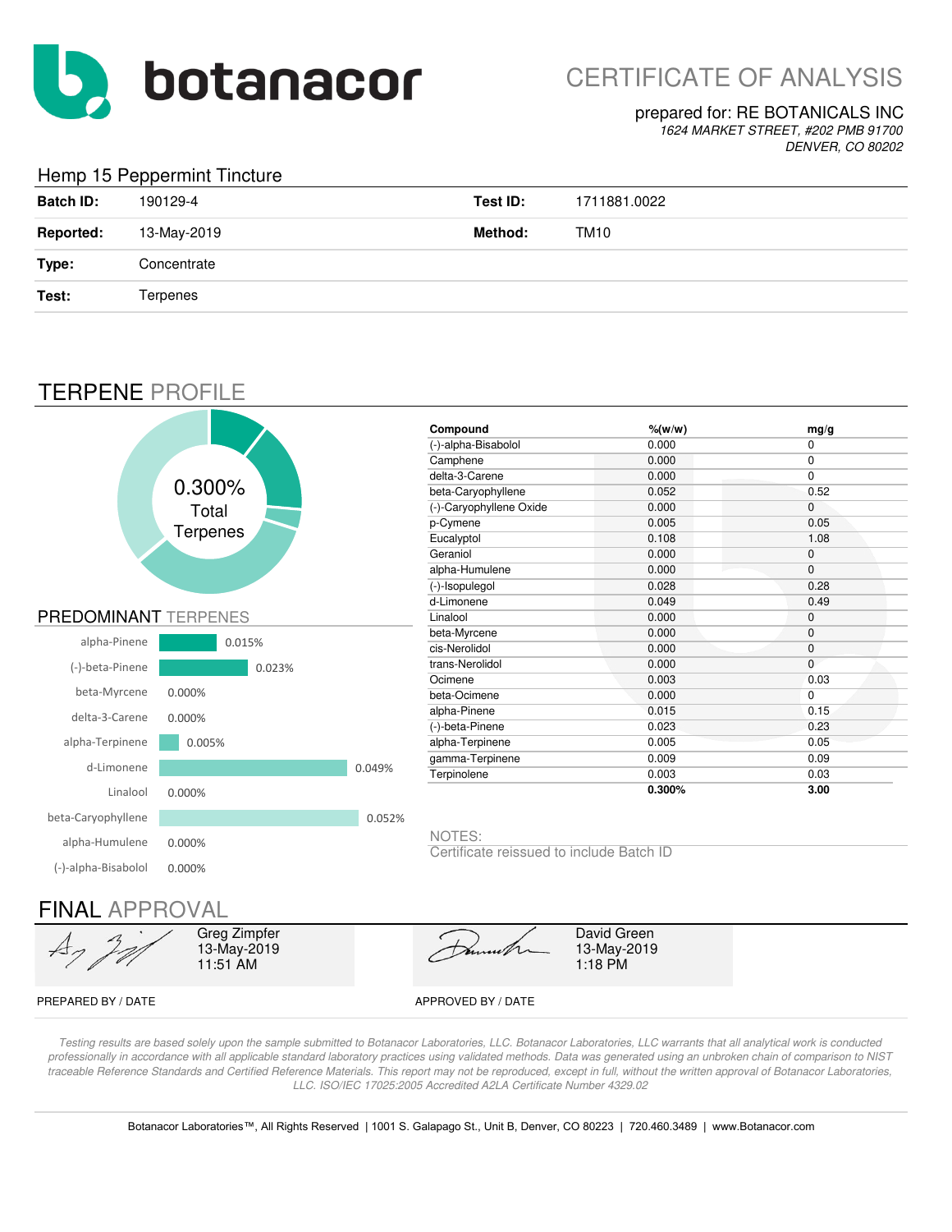botanacor

# CERTIFICATE OF ANALYSIS

prepared for: RE BOTANICALS INC
*1624 MARKET STREET, #202 PMB 91700*
*DENVER, CO 80202*

## Hemp 15 Peppermint Tincture

| | | | |
|---|---|---|---|
| **Batch ID:** | 190129-4 | **Test ID:** | 1711881.0022 |
| **Reported:** | 13-May-2019 | **Method:** | TM10 |
| **Type:** | Concentrate | | |
| **Test:** | Terpenes | | |

## TERPENE PROFILE

0.300% Total Terpenes

### PREDOMINANT TERPENES

| Terpene | % |
|---|---|
| alpha-Pinene | 0.015% |
| (-)-beta-Pinene | 0.023% |
| beta-Myrcene | 0.000% |
| delta-3-Carene | 0.000% |
| alpha-Terpinene | 0.005% |
| d-Limonene | 0.049% |
| Linalool | 0.000% |
| beta-Caryophyllene | 0.052% |
| alpha-Humulene | 0.000% |
| (-)-alpha-Bisabolol | 0.000% |

| Compound | %(w/w) | mg/g |
|---|---|---|
| (-)-alpha-Bisabolol | 0.000 | 0 |
| Camphene | 0.000 | 0 |
| delta-3-Carene | 0.000 | 0 |
| beta-Caryophyllene | 0.052 | 0.52 |
| (-)-Caryophyllene Oxide | 0.000 | 0 |
| p-Cymene | 0.005 | 0.05 |
| Eucalyptol | 0.108 | 1.08 |
| Geraniol | 0.000 | 0 |
| alpha-Humulene | 0.000 | 0 |
| (-)-Isopulegol | 0.028 | 0.28 |
| d-Limonene | 0.049 | 0.49 |
| Linalool | 0.000 | 0 |
| beta-Myrcene | 0.000 | 0 |
| cis-Nerolidol | 0.000 | 0 |
| trans-Nerolidol | 0.000 | 0 |
| Ocimene | 0.003 | 0.03 |
| beta-Ocimene | 0.000 | 0 |
| alpha-Pinene | 0.015 | 0.15 |
| (-)-beta-Pinene | 0.023 | 0.23 |
| alpha-Terpinene | 0.005 | 0.05 |
| gamma-Terpinene | 0.009 | 0.09 |
| Terpinolene | 0.003 | 0.03 |
| | **0.300%** | **3.00** |

NOTES:
Certificate reissued to include Batch ID

## FINAL APPROVAL

| PREPARED BY / DATE | APPROVED BY / DATE |
|---|---|
| Greg Zimpfer<br>13-May-2019<br>11:51 AM | David Green<br>13-May-2019<br>1:18 PM |

*Testing results are based solely upon the sample submitted to Botanacor Laboratories, LLC. Botanacor Laboratories, LLC warrants that all analytical work is conducted professionally in accordance with all applicable standard laboratory practices using validated methods. Data was generated using an unbroken chain of comparison to NIST traceable Reference Standards and Certified Reference Materials. This report may not be reproduced, except in full, without the written approval of Botanacor Laboratories, LLC. ISO/IEC 17025:2005 Accredited A2LA Certificate Number 4329.02*

Botanacor Laboratories™, All Rights Reserved | 1001 S. Galapago St., Unit B, Denver, CO 80223 | 720.460.3489 | www.Botanacor.com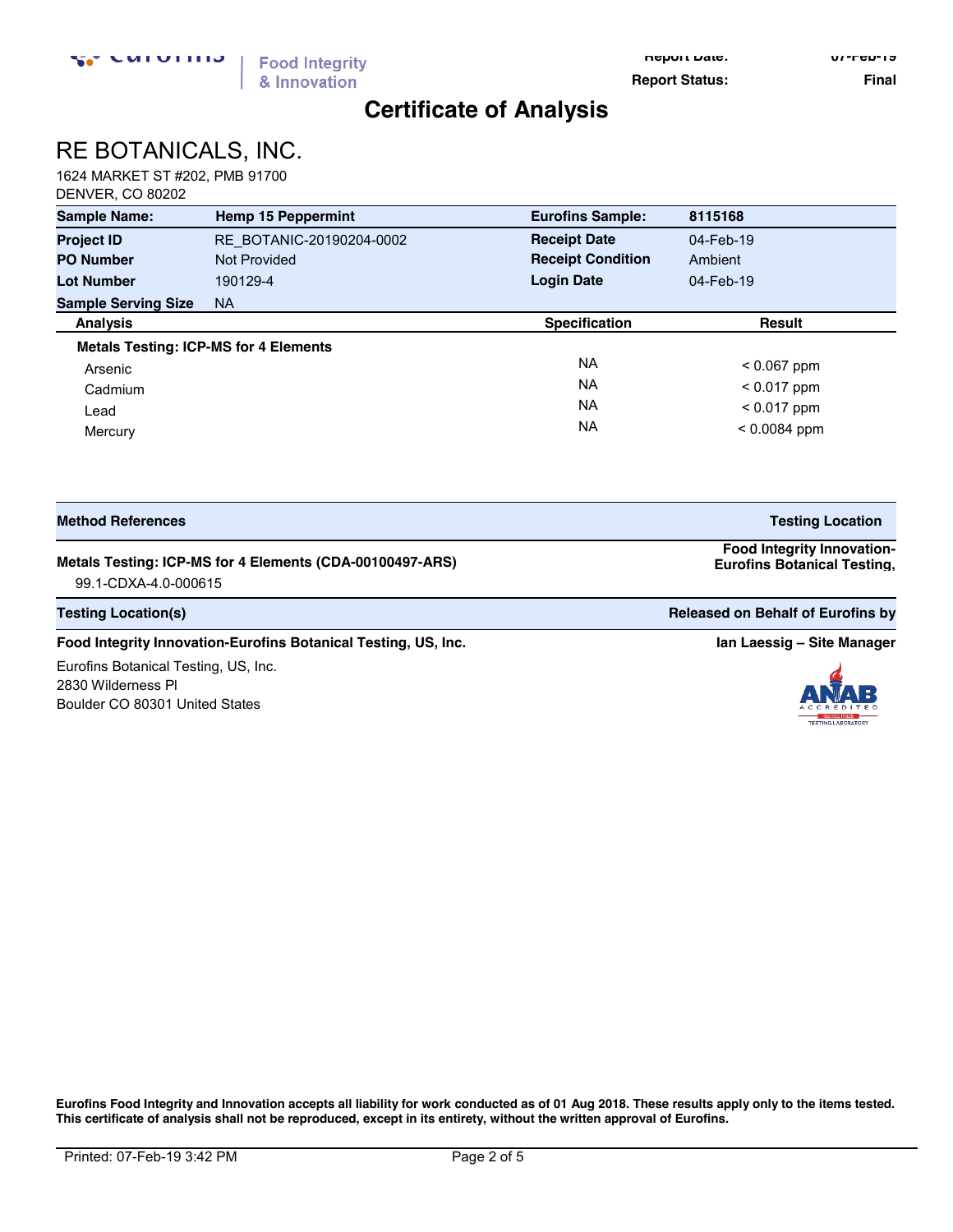Report Date: 07-Feb-19
Report Status: Final

# Certificate of Analysis

## RE BOTANICALS, INC.

1624 MARKET ST #202, PMB 91700
DENVER, CO 80202

| **Sample Name:** | **Hemp 15 Peppermint** | **Eurofins Sample:** | **8115168** |
|---|---|---|---|
| **Project ID** | RE_BOTANIC-20190204-0002 | **Receipt Date** | 04-Feb-19 |
| **PO Number** | Not Provided | **Receipt Condition** | Ambient |
| **Lot Number** | 190129-4 | **Login Date** | 04-Feb-19 |
| **Sample Serving Size** | NA | | |

| Analysis | Specification | Result |
|---|---|---|
| **Metals Testing: ICP-MS for 4 Elements** | | |
| Arsenic | NA | < 0.067 ppm |
| Cadmium | NA | < 0.017 ppm |
| Lead | NA | < 0.017 ppm |
| Mercury | NA | < 0.0084 ppm |

| Method References | Testing Location |
|---|---|
| **Metals Testing: ICP-MS for 4 Elements (CDA-00100497-ARS)** 99.1-CDXA-4.0-000615 | **Food Integrity Innovation-Eurofins Botanical Testing,** |

| Testing Location(s) | Released on Behalf of Eurofins by |
|---|---|
| **Food Integrity Innovation-Eurofins Botanical Testing, US, Inc.** | **Ian Laessig – Site Manager** |

Eurofins Botanical Testing, US, Inc.
2830 Wilderness Pl
Boulder CO 80301 United States

**Eurofins Food Integrity and Innovation accepts all liability for work conducted as of 01 Aug 2018. These results apply only to the items tested. This certificate of analysis shall not be reproduced, except in its entirety, without the written approval of Eurofins.**

Printed: 07-Feb-19 3:42 PM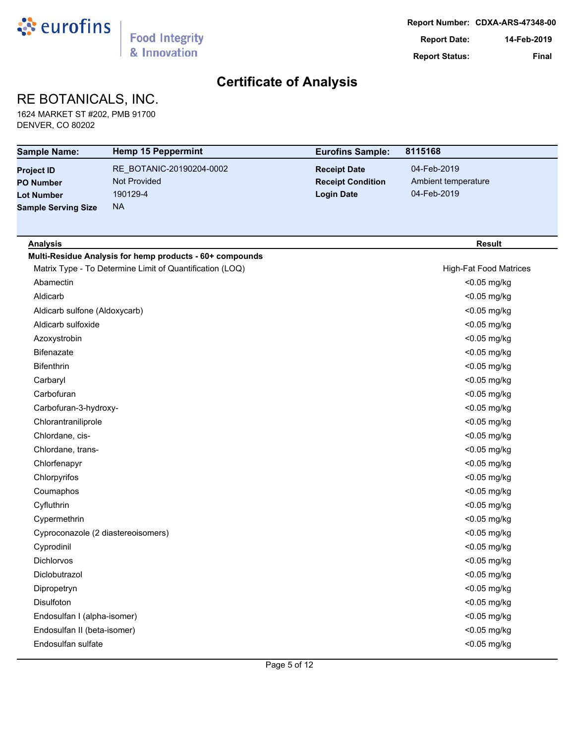Report Number: CDXA-ARS-47348-00
Report Date: 14-Feb-2019
Report Status: Final

# Certificate of Analysis

## RE BOTANICALS, INC.

1624 MARKET ST #202, PMB 91700
DENVER, CO 80202

| Sample Name: | Hemp 15 Peppermint | Eurofins Sample: | 8115168 |
|---|---|---|---|
| Project ID | RE_BOTANIC-20190204-0002 | Receipt Date | 04-Feb-2019 |
| PO Number | Not Provided | Receipt Condition | Ambient temperature |
| Lot Number | 190129-4 | Login Date | 04-Feb-2019 |
| Sample Serving Size | NA | | |

| Analysis | Result |
|---|---|
| **Multi-Residue Analysis for hemp products - 60+ compounds** | |
| Matrix Type - To Determine Limit of Quantification (LOQ) | High-Fat Food Matrices |
| Abamectin | <0.05 mg/kg |
| Aldicarb | <0.05 mg/kg |
| Aldicarb sulfone (Aldoxycarb) | <0.05 mg/kg |
| Aldicarb sulfoxide | <0.05 mg/kg |
| Azoxystrobin | <0.05 mg/kg |
| Bifenazate | <0.05 mg/kg |
| Bifenthrin | <0.05 mg/kg |
| Carbaryl | <0.05 mg/kg |
| Carbofuran | <0.05 mg/kg |
| Carbofuran-3-hydroxy- | <0.05 mg/kg |
| Chlorantraniliprole | <0.05 mg/kg |
| Chlordane, cis- | <0.05 mg/kg |
| Chlordane, trans- | <0.05 mg/kg |
| Chlorfenapyr | <0.05 mg/kg |
| Chlorpyrifos | <0.05 mg/kg |
| Coumaphos | <0.05 mg/kg |
| Cyfluthrin | <0.05 mg/kg |
| Cypermethrin | <0.05 mg/kg |
| Cyproconazole (2 diastereoisomers) | <0.05 mg/kg |
| Cyprodinil | <0.05 mg/kg |
| Dichlorvos | <0.05 mg/kg |
| Diclobutrazol | <0.05 mg/kg |
| Dipropetryn | <0.05 mg/kg |
| Disulfoton | <0.05 mg/kg |
| Endosulfan I (alpha-isomer) | <0.05 mg/kg |
| Endosulfan II (beta-isomer) | <0.05 mg/kg |
| Endosulfan sulfate | <0.05 mg/kg |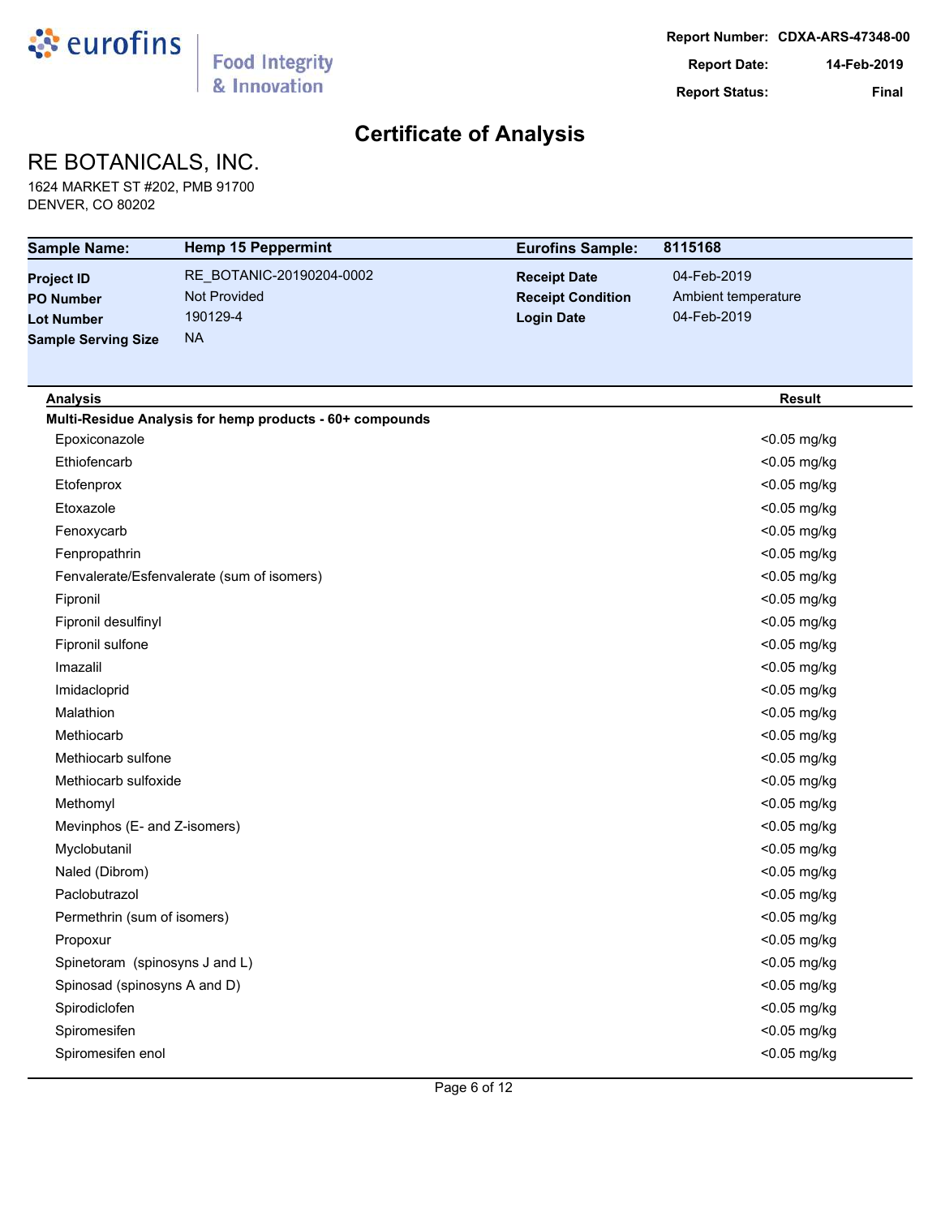# Certificate of Analysis

**Report Number:** CDXA-ARS-47348-00
**Report Date:** 14-Feb-2019
**Report Status:** Final

## RE BOTANICALS, INC.

1624 MARKET ST #202, PMB 91700
DENVER, CO 80202

| **Sample Name:** | **Hemp 15 Peppermint** | **Eurofins Sample:** | **8115168** |
|---|---|---|---|
| **Project ID** | RE_BOTANIC-20190204-0002 | **Receipt Date** | 04-Feb-2019 |
| **PO Number** | Not Provided | **Receipt Condition** | Ambient temperature |
| **Lot Number** | 190129-4 | **Login Date** | 04-Feb-2019 |
| **Sample Serving Size** | NA | | |

| Analysis | Result |
|---|---|
| **Multi-Residue Analysis for hemp products - 60+ compounds** | |
| Epoxiconazole | <0.05 mg/kg |
| Ethiofencarb | <0.05 mg/kg |
| Etofenprox | <0.05 mg/kg |
| Etoxazole | <0.05 mg/kg |
| Fenoxycarb | <0.05 mg/kg |
| Fenpropathrin | <0.05 mg/kg |
| Fenvalerate/Esfenvalerate (sum of isomers) | <0.05 mg/kg |
| Fipronil | <0.05 mg/kg |
| Fipronil desulfinyl | <0.05 mg/kg |
| Fipronil sulfone | <0.05 mg/kg |
| Imazalil | <0.05 mg/kg |
| Imidacloprid | <0.05 mg/kg |
| Malathion | <0.05 mg/kg |
| Methiocarb | <0.05 mg/kg |
| Methiocarb sulfone | <0.05 mg/kg |
| Methiocarb sulfoxide | <0.05 mg/kg |
| Methomyl | <0.05 mg/kg |
| Mevinphos (E- and Z-isomers) | <0.05 mg/kg |
| Myclobutanil | <0.05 mg/kg |
| Naled (Dibrom) | <0.05 mg/kg |
| Paclobutrazol | <0.05 mg/kg |
| Permethrin (sum of isomers) | <0.05 mg/kg |
| Propoxur | <0.05 mg/kg |
| Spinetoram (spinosyns J and L) | <0.05 mg/kg |
| Spinosad (spinosyns A and D) | <0.05 mg/kg |
| Spirodiclofen | <0.05 mg/kg |
| Spiromesifen | <0.05 mg/kg |
| Spiromesifen enol | <0.05 mg/kg |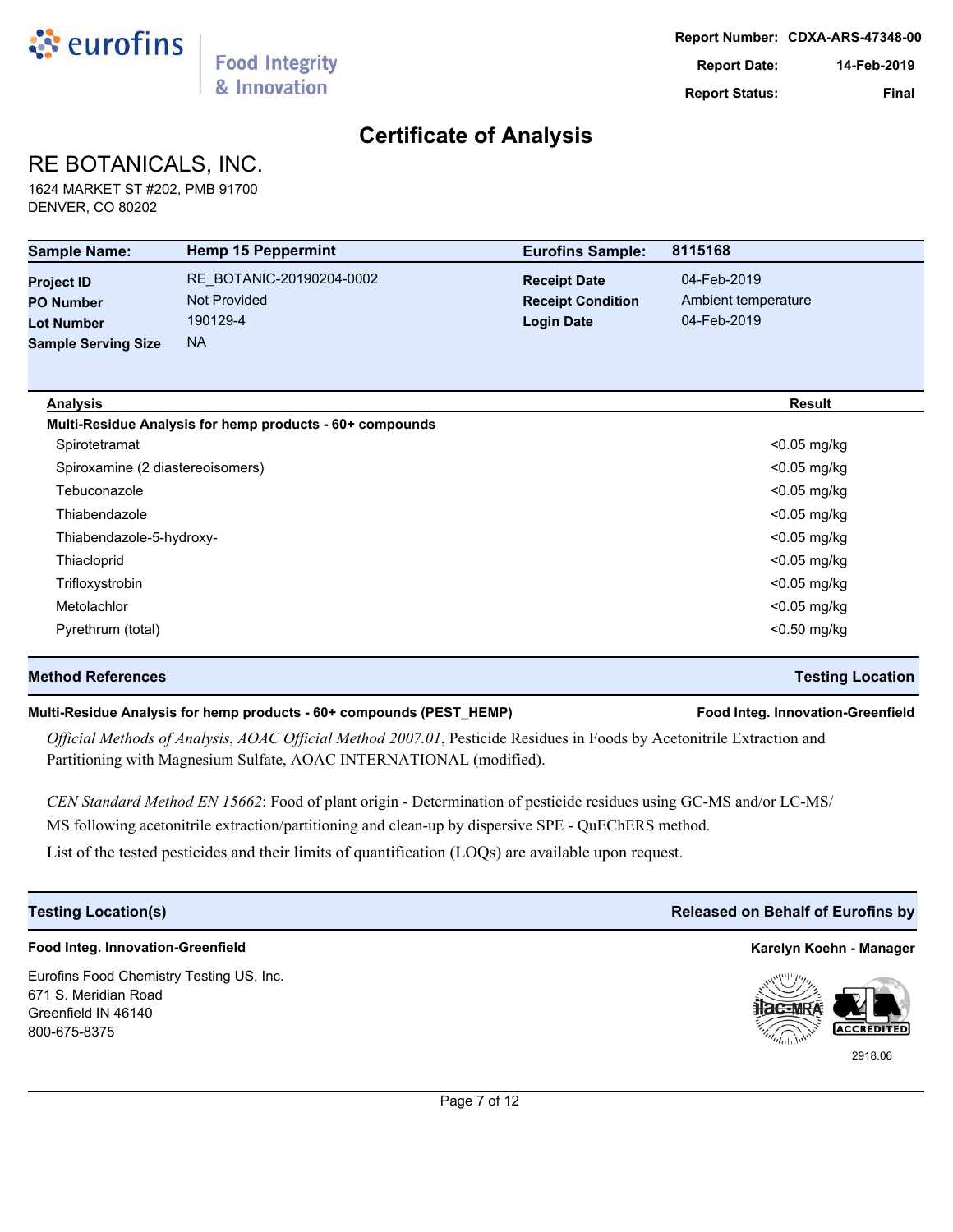**Report Number:** CDXA-ARS-47348-00
**Report Date:** 14-Feb-2019
**Report Status:** Final

# Certificate of Analysis

## RE BOTANICALS, INC.

1624 MARKET ST #202, PMB 91700
DENVER, CO 80202

| **Sample Name:** | **Hemp 15 Peppermint** | **Eurofins Sample:** | **8115168** |
|---|---|---|---|
| **Project ID** | RE_BOTANIC-20190204-0002 | **Receipt Date** | 04-Feb-2019 |
| **PO Number** | Not Provided | **Receipt Condition** | Ambient temperature |
| **Lot Number** | 190129-4 | **Login Date** | 04-Feb-2019 |
| **Sample Serving Size** | NA | | |

| Analysis | Result |
|---|---|
| **Multi-Residue Analysis for hemp products - 60+ compounds** | |
| Spirotetramat | <0.05 mg/kg |
| Spiroxamine (2 diastereoisomers) | <0.05 mg/kg |
| Tebuconazole | <0.05 mg/kg |
| Thiabendazole | <0.05 mg/kg |
| Thiabendazole-5-hydroxy- | <0.05 mg/kg |
| Thiacloprid | <0.05 mg/kg |
| Trifloxystrobin | <0.05 mg/kg |
| Metolachlor | <0.05 mg/kg |
| Pyrethrum (total) | <0.50 mg/kg |

### Method References — Testing Location

**Multi-Residue Analysis for hemp products - 60+ compounds (PEST_HEMP)** — **Food Integ. Innovation-Greenfield**

*Official Methods of Analysis*, *AOAC Official Method 2007.01*, Pesticide Residues in Foods by Acetonitrile Extraction and Partitioning with Magnesium Sulfate, AOAC INTERNATIONAL (modified).

*CEN Standard Method EN 15662*: Food of plant origin - Determination of pesticide residues using GC-MS and/or LC-MS/MS following acetonitrile extraction/partitioning and clean-up by dispersive SPE - QuEChERS method.

List of the tested pesticides and their limits of quantification (LOQs) are available upon request.

### Testing Location(s) — Released on Behalf of Eurofins by

**Food Integ. Innovation-Greenfield**

Eurofins Food Chemistry Testing US, Inc.
671 S. Meridian Road
Greenfield IN 46140
800-675-8375

**Karelyn Koehn - Manager**

2918.06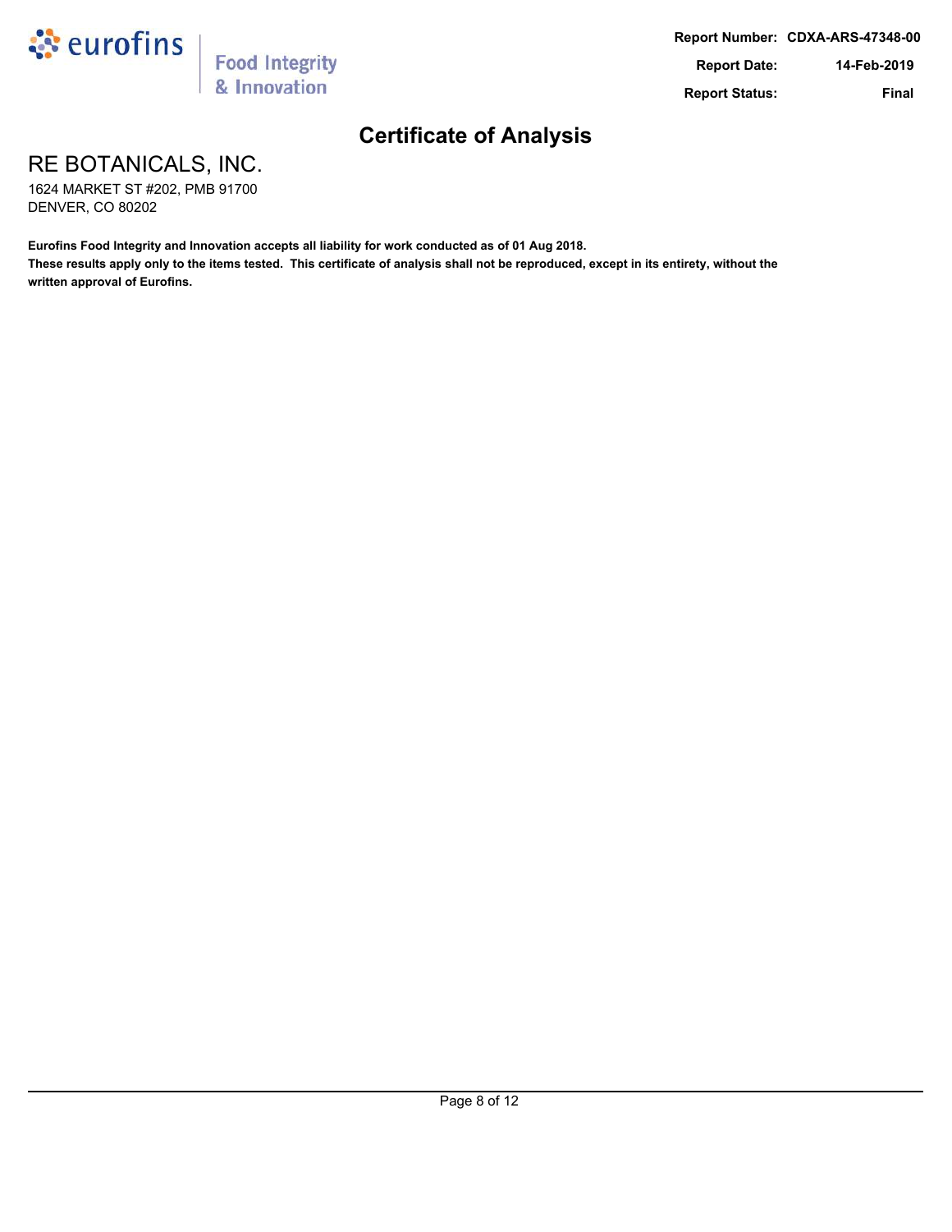eurofins | Food Integrity & Innovation

| | |
|---|---|
| **Report Number:** | **CDXA-ARS-47348-00** |
| **Report Date:** | **14-Feb-2019** |
| **Report Status:** | **Final** |

# Certificate of Analysis

## RE BOTANICALS, INC.

1624 MARKET ST #202, PMB 91700
DENVER, CO 80202

**Eurofins Food Integrity and Innovation accepts all liability for work conducted as of 01 Aug 2018.**
**These results apply only to the items tested. This certificate of analysis shall not be reproduced, except in its entirety, without the written approval of Eurofins.**